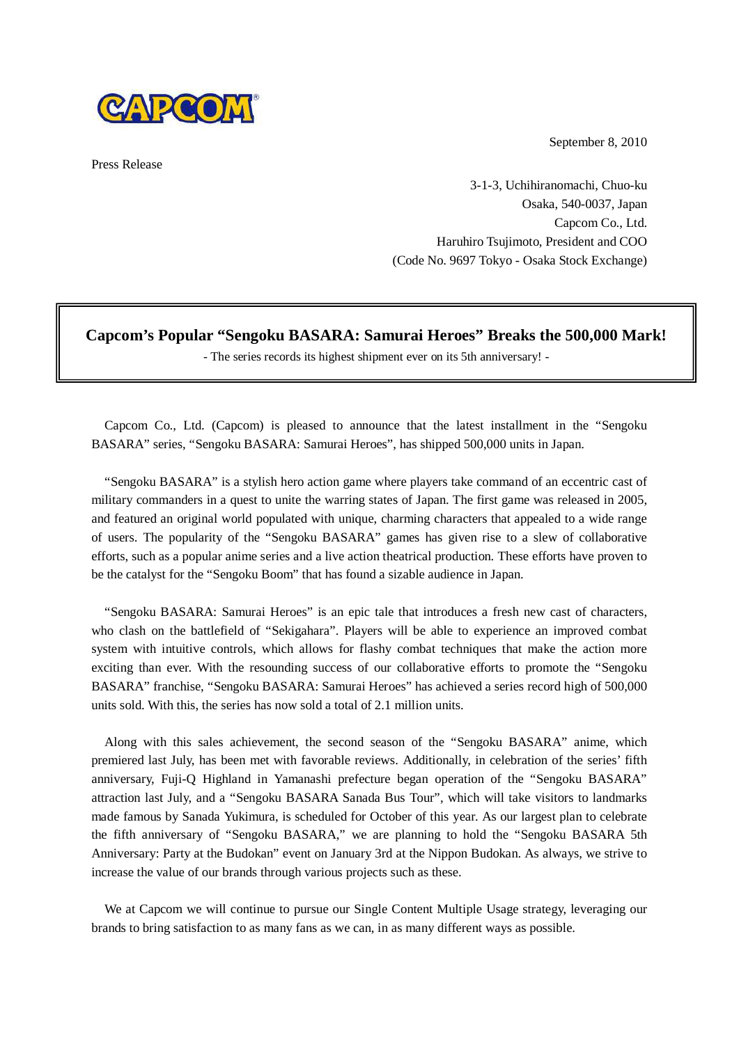CAPCOM

September 8, 2010

Press Release

3-1-3, Uchihiranomachi, Chuo-ku
Osaka, 540-0037, Japan
Capcom Co., Ltd.
Haruhiro Tsujimoto, President and COO
(Code No. 9697 Tokyo - Osaka Stock Exchange)

# Capcom's Popular "Sengoku BASARA: Samurai Heroes" Breaks the 500,000 Mark!

- The series records its highest shipment ever on its 5th anniversary! -

Capcom Co., Ltd. (Capcom) is pleased to announce that the latest installment in the "Sengoku BASARA" series, "Sengoku BASARA: Samurai Heroes", has shipped 500,000 units in Japan.

"Sengoku BASARA" is a stylish hero action game where players take command of an eccentric cast of military commanders in a quest to unite the warring states of Japan. The first game was released in 2005, and featured an original world populated with unique, charming characters that appealed to a wide range of users. The popularity of the "Sengoku BASARA" games has given rise to a slew of collaborative efforts, such as a popular anime series and a live action theatrical production. These efforts have proven to be the catalyst for the "Sengoku Boom" that has found a sizable audience in Japan.

"Sengoku BASARA: Samurai Heroes" is an epic tale that introduces a fresh new cast of characters, who clash on the battlefield of "Sekigahara". Players will be able to experience an improved combat system with intuitive controls, which allows for flashy combat techniques that make the action more exciting than ever. With the resounding success of our collaborative efforts to promote the "Sengoku BASARA" franchise, "Sengoku BASARA: Samurai Heroes" has achieved a series record high of 500,000 units sold. With this, the series has now sold a total of 2.1 million units.

Along with this sales achievement, the second season of the "Sengoku BASARA" anime, which premiered last July, has been met with favorable reviews. Additionally, in celebration of the series' fifth anniversary, Fuji-Q Highland in Yamanashi prefecture began operation of the "Sengoku BASARA" attraction last July, and a "Sengoku BASARA Sanada Bus Tour", which will take visitors to landmarks made famous by Sanada Yukimura, is scheduled for October of this year. As our largest plan to celebrate the fifth anniversary of "Sengoku BASARA," we are planning to hold the "Sengoku BASARA 5th Anniversary: Party at the Budokan" event on January 3rd at the Nippon Budokan. As always, we strive to increase the value of our brands through various projects such as these.

We at Capcom we will continue to pursue our Single Content Multiple Usage strategy, leveraging our brands to bring satisfaction to as many fans as we can, in as many different ways as possible.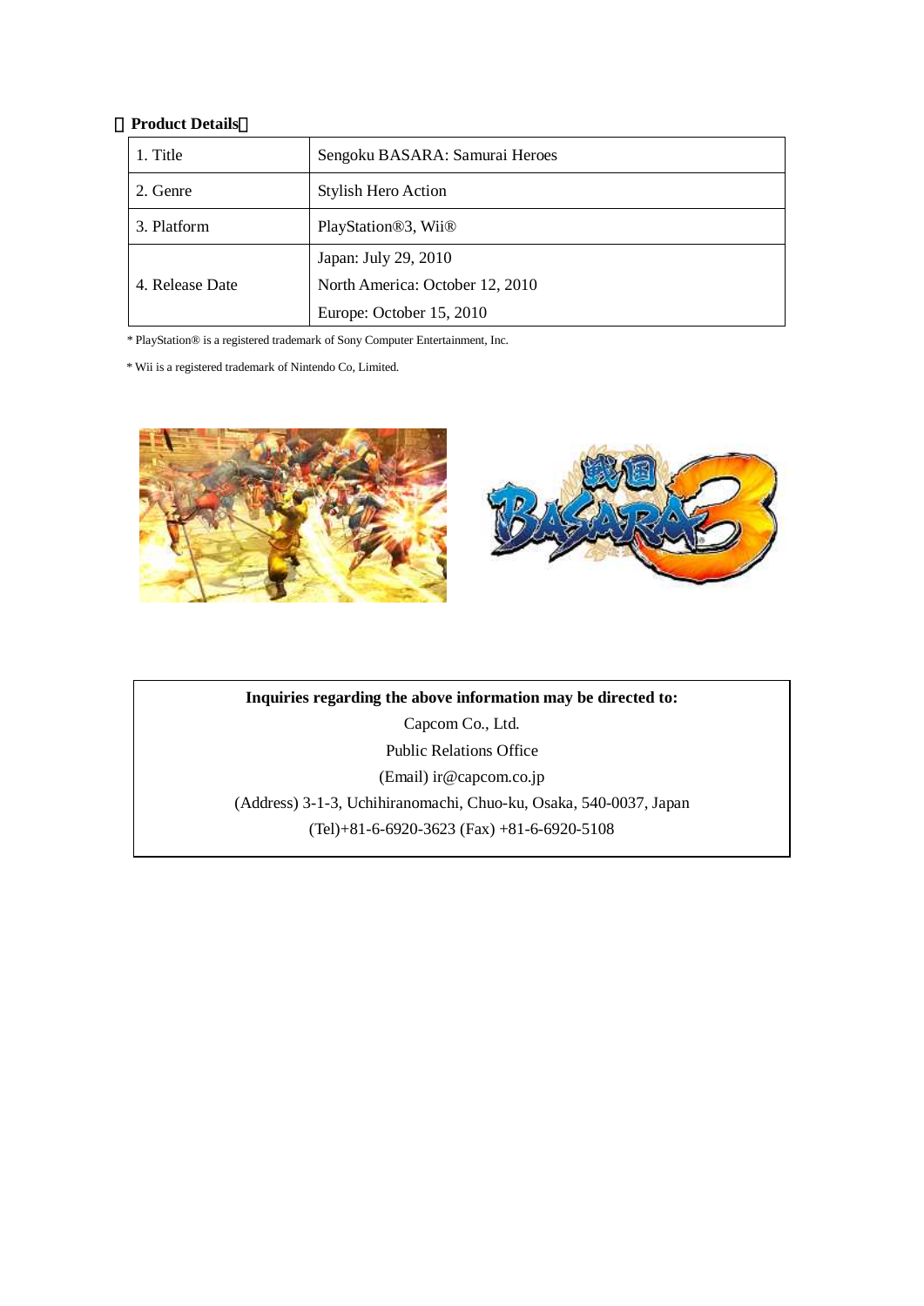**【Product Details】**

| | |
|---|---|
| 1. Title | Sengoku BASARA: Samurai Heroes |
| 2. Genre | Stylish Hero Action |
| 3. Platform | PlayStation®3, Wii® |
| 4. Release Date | Japan: July 29, 2010<br>North America: October 12, 2010<br>Europe: October 15, 2010 |

* PlayStation® is a registered trademark of Sony Computer Entertainment, Inc.

* Wii is a registered trademark of Nintendo Co, Limited.

**Inquiries regarding the above information may be directed to:**

Capcom Co., Ltd.

Public Relations Office

(Email) ir@capcom.co.jp

(Address) 3-1-3, Uchihiranomachi, Chuo-ku, Osaka, 540-0037, Japan

(Tel)+81-6-6920-3623 (Fax) +81-6-6920-5108